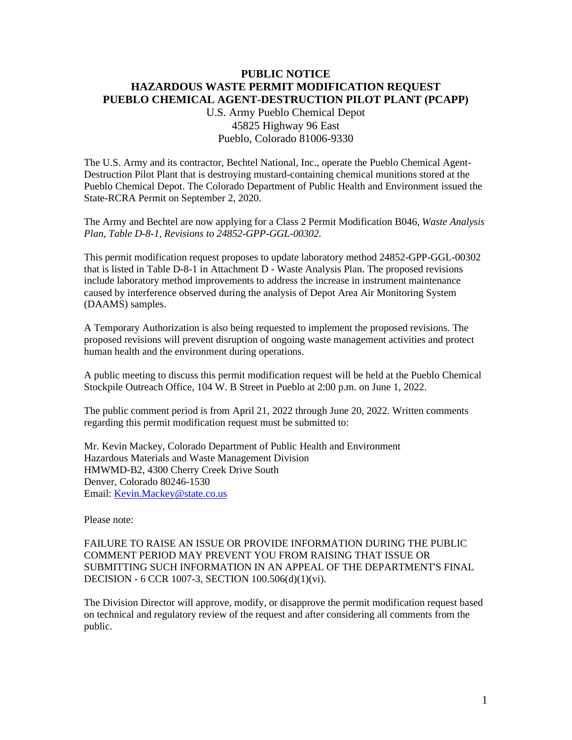# PUBLIC NOTICE
# HAZARDOUS WASTE PERMIT MODIFICATION REQUEST
# PUEBLO CHEMICAL AGENT-DESTRUCTION PILOT PLANT (PCAPP)

U.S. Army Pueblo Chemical Depot
45825 Highway 96 East
Pueblo, Colorado 81006-9330

The U.S. Army and its contractor, Bechtel National, Inc., operate the Pueblo Chemical Agent-Destruction Pilot Plant that is destroying mustard-containing chemical munitions stored at the Pueblo Chemical Depot. The Colorado Department of Public Health and Environment issued the State-RCRA Permit on September 2, 2020.

The Army and Bechtel are now applying for a Class 2 Permit Modification B046, *Waste Analysis Plan, Table D-8-1, Revisions to 24852-GPP-GGL-00302.*

This permit modification request proposes to update laboratory method 24852-GPP-GGL-00302 that is listed in Table D-8-1 in Attachment D - Waste Analysis Plan. The proposed revisions include laboratory method improvements to address the increase in instrument maintenance caused by interference observed during the analysis of Depot Area Air Monitoring System (DAAMS) samples.

A Temporary Authorization is also being requested to implement the proposed revisions. The proposed revisions will prevent disruption of ongoing waste management activities and protect human health and the environment during operations.

A public meeting to discuss this permit modification request will be held at the Pueblo Chemical Stockpile Outreach Office, 104 W. B Street in Pueblo at 2:00 p.m. on June 1, 2022.

The public comment period is from April 21, 2022 through June 20, 2022. Written comments regarding this permit modification request must be submitted to:

Mr. Kevin Mackey, Colorado Department of Public Health and Environment
Hazardous Materials and Waste Management Division
HMWMD-B2, 4300 Cherry Creek Drive South
Denver, Colorado 80246-1530
Email: Kevin.Mackey@state.co.us

Please note:

FAILURE TO RAISE AN ISSUE OR PROVIDE INFORMATION DURING THE PUBLIC COMMENT PERIOD MAY PREVENT YOU FROM RAISING THAT ISSUE OR SUBMITTING SUCH INFORMATION IN AN APPEAL OF THE DEPARTMENT'S FINAL DECISION - 6 CCR 1007-3, SECTION 100.506(d)(1)(vi).

The Division Director will approve, modify, or disapprove the permit modification request based on technical and regulatory review of the request and after considering all comments from the public.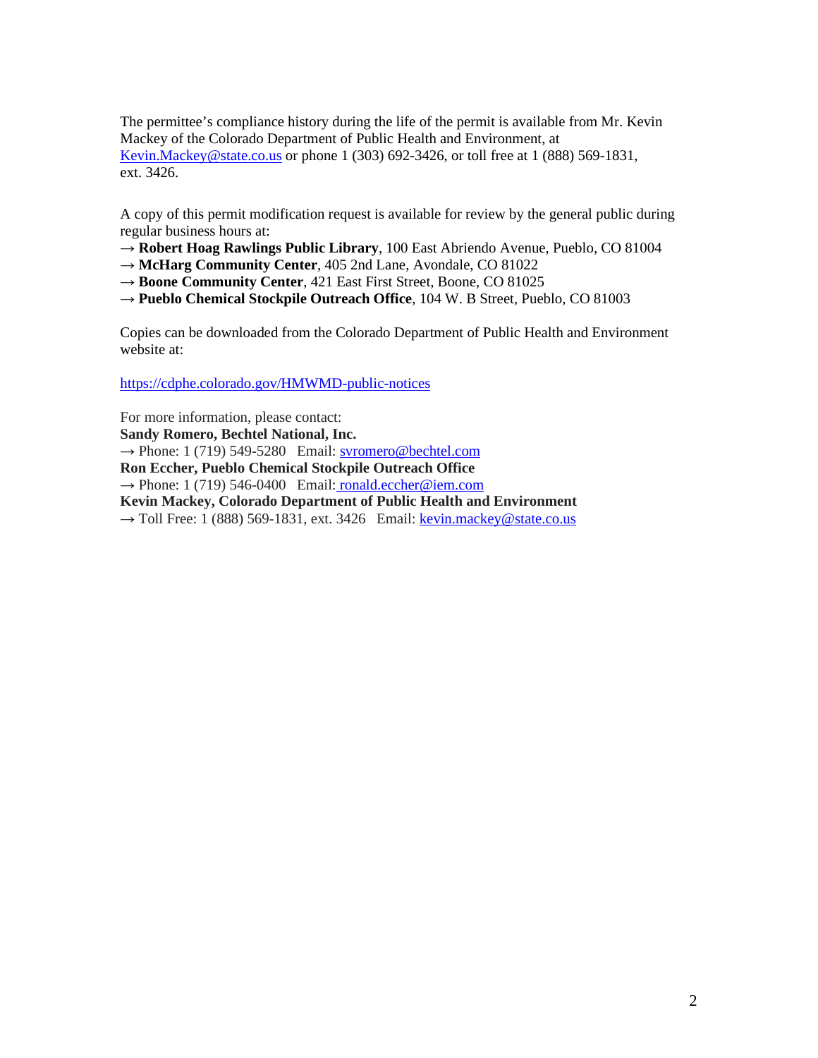The permittee's compliance history during the life of the permit is available from Mr. Kevin Mackey of the Colorado Department of Public Health and Environment, at Kevin.Mackey@state.co.us or phone 1 (303) 692-3426, or toll free at 1 (888) 569-1831, ext. 3426.

A copy of this permit modification request is available for review by the general public during regular business hours at:

→ **Robert Hoag Rawlings Public Library**, 100 East Abriendo Avenue, Pueblo, CO 81004
→ **McHarg Community Center**, 405 2nd Lane, Avondale, CO 81022
→ **Boone Community Center**, 421 East First Street, Boone, CO 81025
→ **Pueblo Chemical Stockpile Outreach Office**, 104 W. B Street, Pueblo, CO 81003

Copies can be downloaded from the Colorado Department of Public Health and Environment website at:

https://cdphe.colorado.gov/HMWMD-public-notices

For more information, please contact:
**Sandy Romero, Bechtel National, Inc.**
→ Phone: 1 (719) 549-5280 Email: svromero@bechtel.com
**Ron Eccher, Pueblo Chemical Stockpile Outreach Office**
→ Phone: 1 (719) 546-0400 Email: ronald.eccher@iem.com
**Kevin Mackey, Colorado Department of Public Health and Environment**
→ Toll Free: 1 (888) 569-1831, ext. 3426 Email: kevin.mackey@state.co.us